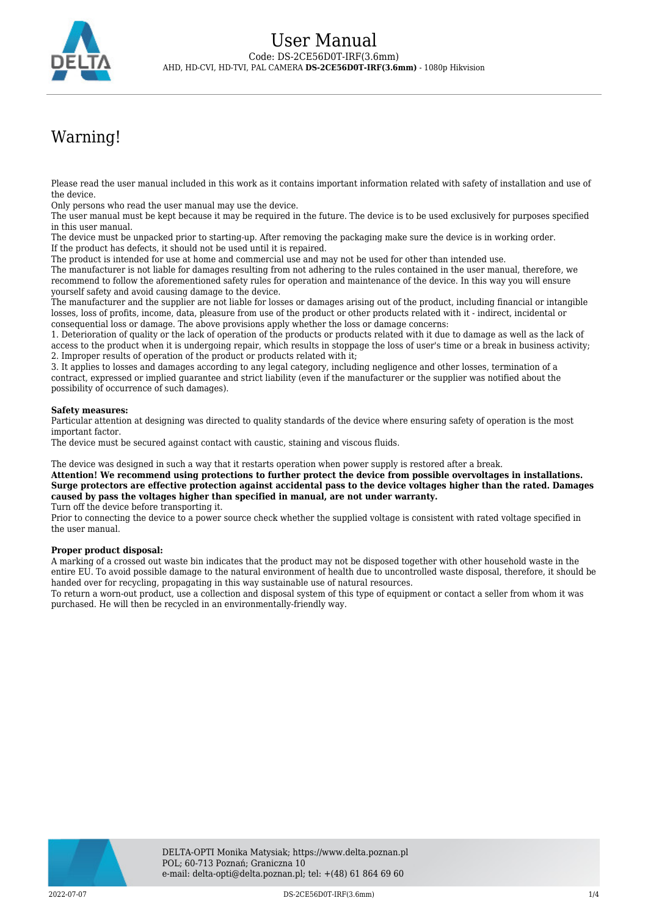# User Manual

Code: DS-2CE56D0T-IRF(3.6mm)

AHD, HD-CVI, HD-TVI, PAL CAMERA **DS-2CE56D0T-IRF(3.6mm)** - 1080p Hikvision

## Warning!

Please read the user manual included in this work as it contains important information related with safety of installation and use of the device.
Only persons who read the user manual may use the device.
The user manual must be kept because it may be required in the future. The device is to be used exclusively for purposes specified in this user manual.
The device must be unpacked prior to starting-up. After removing the packaging make sure the device is in working order.
If the product has defects, it should not be used until it is repaired.
The product is intended for use at home and commercial use and may not be used for other than intended use.
The manufacturer is not liable for damages resulting from not adhering to the rules contained in the user manual, therefore, we recommend to follow the aforementioned safety rules for operation and maintenance of the device. In this way you will ensure yourself safety and avoid causing damage to the device.
The manufacturer and the supplier are not liable for losses or damages arising out of the product, including financial or intangible losses, loss of profits, income, data, pleasure from use of the product or other products related with it - indirect, incidental or consequential loss or damage. The above provisions apply whether the loss or damage concerns:
1. Deterioration of quality or the lack of operation of the products or products related with it due to damage as well as the lack of access to the product when it is undergoing repair, which results in stoppage the loss of user's time or a break in business activity;
2. Improper results of operation of the product or products related with it;
3. It applies to losses and damages according to any legal category, including negligence and other losses, termination of a contract, expressed or implied guarantee and strict liability (even if the manufacturer or the supplier was notified about the possibility of occurrence of such damages).

**Safety measures:**
Particular attention at designing was directed to quality standards of the device where ensuring safety of operation is the most important factor.
The device must be secured against contact with caustic, staining and viscous fluids.

The device was designed in such a way that it restarts operation when power supply is restored after a break.
**Attention! We recommend using protections to further protect the device from possible overvoltages in installations. Surge protectors are effective protection against accidental pass to the device voltages higher than the rated. Damages caused by pass the voltages higher than specified in manual, are not under warranty.**
Turn off the device before transporting it.
Prior to connecting the device to a power source check whether the supplied voltage is consistent with rated voltage specified in the user manual.

**Proper product disposal:**
A marking of a crossed out waste bin indicates that the product may not be disposed together with other household waste in the entire EU. To avoid possible damage to the natural environment of health due to uncontrolled waste disposal, therefore, it should be handed over for recycling, propagating in this way sustainable use of natural resources.
To return a worn-out product, use a collection and disposal system of this type of equipment or contact a seller from whom it was purchased. He will then be recycled in an environmentally-friendly way.

DELTA-OPTI Monika Matysiak; https://www.delta.poznan.pl
POL; 60-713 Poznań; Graniczna 10
e-mail: delta-opti@delta.poznan.pl; tel: +(48) 61 864 69 60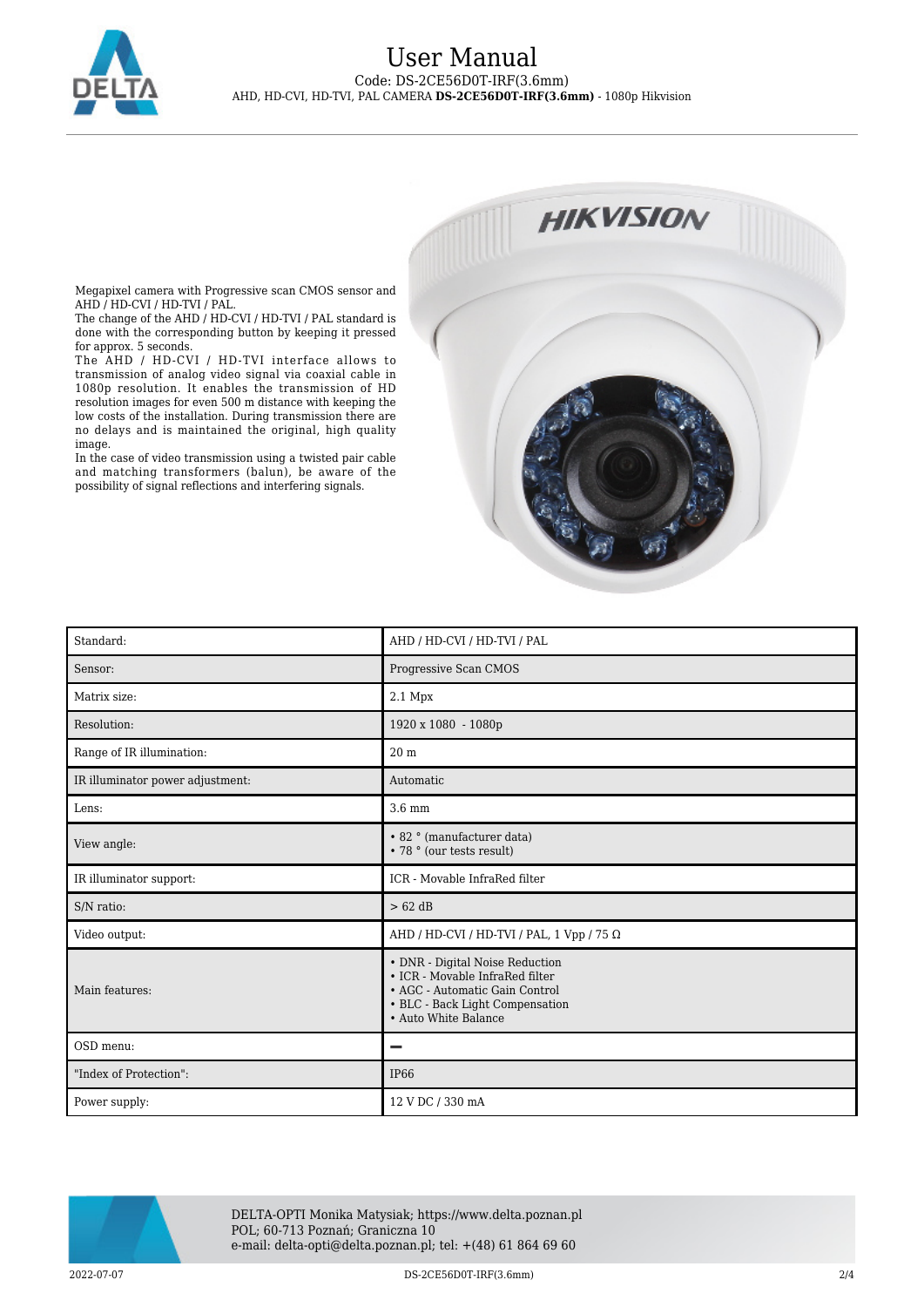# User Manual

Code: DS-2CE56D0T-IRF(3.6mm)

AHD, HD-CVI, HD-TVI, PAL CAMERA **DS-2CE56D0T-IRF(3.6mm)** - 1080p Hikvision

Megapixel camera with Progressive scan CMOS sensor and AHD / HD-CVI / HD-TVI / PAL.
The change of the AHD / HD-CVI / HD-TVI / PAL standard is done with the corresponding button by keeping it pressed for approx. 5 seconds.
The AHD / HD-CVI / HD-TVI interface allows to transmission of analog video signal via coaxial cable in 1080p resolution. It enables the transmission of HD resolution images for even 500 m distance with keeping the low costs of the installation. During transmission there are no delays and is maintained the original, high quality image.
In the case of video transmission using a twisted pair cable and matching transformers (balun), be aware of the possibility of signal reflections and interfering signals.

| | |
|---|---|
| Standard: | AHD / HD-CVI / HD-TVI / PAL |
| Sensor: | Progressive Scan CMOS |
| Matrix size: | 2.1 Mpx |
| Resolution: | 1920 x 1080 - 1080p |
| Range of IR illumination: | 20 m |
| IR illuminator power adjustment: | Automatic |
| Lens: | 3.6 mm |
| View angle: | • 82 ° (manufacturer data)<br>• 78 ° (our tests result) |
| IR illuminator support: | ICR - Movable InfraRed filter |
| S/N ratio: | > 62 dB |
| Video output: | AHD / HD-CVI / HD-TVI / PAL, 1 Vpp / 75 Ω |
| Main features: | • DNR - Digital Noise Reduction<br>• ICR - Movable InfraRed filter<br>• AGC - Automatic Gain Control<br>• BLC - Back Light Compensation<br>• Auto White Balance |
| OSD menu: | − |
| "Index of Protection": | IP66 |
| Power supply: | 12 V DC / 330 mA |

DELTA-OPTI Monika Matysiak; https://www.delta.poznan.pl
POL; 60-713 Poznań; Graniczna 10
e-mail: delta-opti@delta.poznan.pl; tel: +(48) 61 864 69 60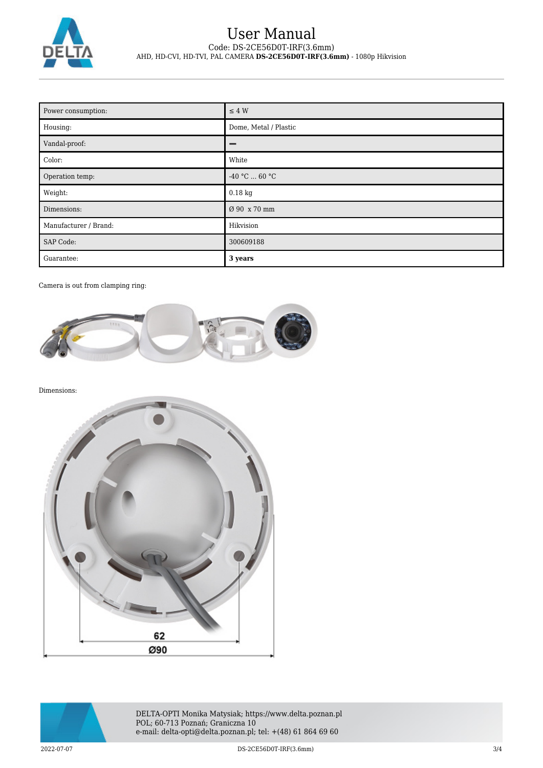| Power consumption: | ≤ 4 W |
| --- | --- |
| Housing: | Dome, Metal / Plastic |
| Vandal-proof: | – |
| Color: | White |
| Operation temp: | -40 °C ... 60 °C |
| Weight: | 0.18 kg |
| Dimensions: | Ø 90 x 70 mm |
| Manufacturer / Brand: | Hikvision |
| SAP Code: | 300609188 |
| Guarantee: | **3 years** |

Camera is out from clamping ring:

Dimensions:

62

Ø90

DELTA-OPTI Monika Matysiak; https://www.delta.poznan.pl
POL; 60-713 Poznań; Graniczna 10
e-mail: delta-opti@delta.poznan.pl; tel: +(48) 61 864 69 60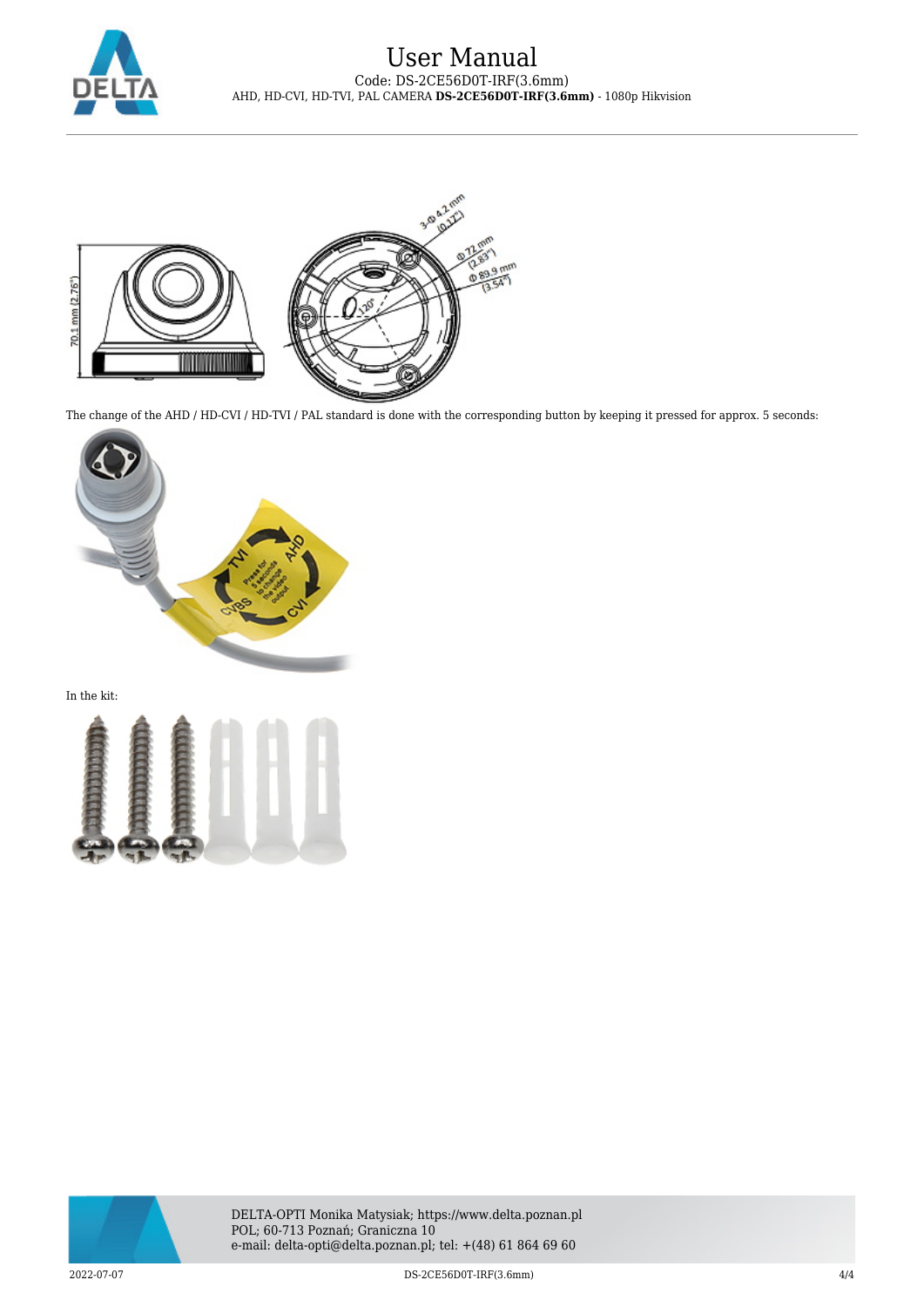The change of the AHD / HD-CVI / HD-TVI / PAL standard is done with the corresponding button by keeping it pressed for approx. 5 seconds:

In the kit: